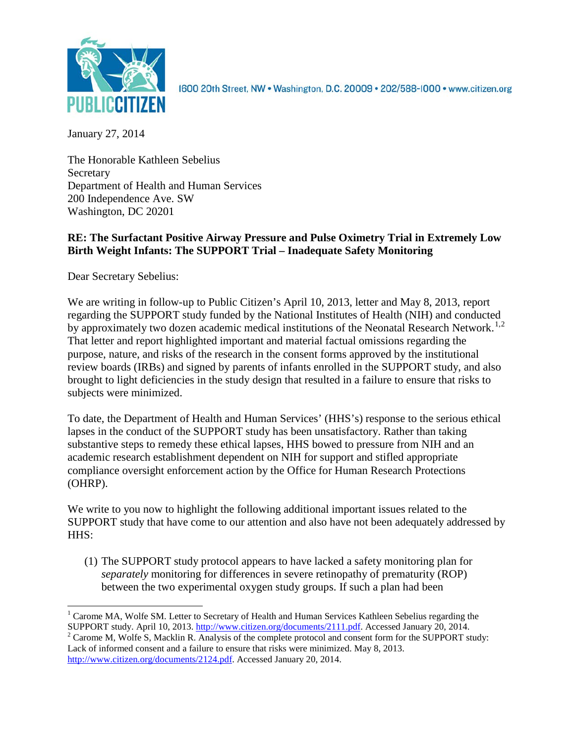PUBLIC CITIZEN

1600 20th Street, NW • Washington, D.C. 20009 • 202/588-1000 • www.citizen.org

January 27, 2014

The Honorable Kathleen Sebelius
Secretary
Department of Health and Human Services
200 Independence Ave. SW
Washington, DC 20201

**RE: The Surfactant Positive Airway Pressure and Pulse Oximetry Trial in Extremely Low Birth Weight Infants: The SUPPORT Trial – Inadequate Safety Monitoring**

Dear Secretary Sebelius:

We are writing in follow-up to Public Citizen's April 10, 2013, letter and May 8, 2013, report regarding the SUPPORT study funded by the National Institutes of Health (NIH) and conducted by approximately two dozen academic medical institutions of the Neonatal Research Network.[1,2] That letter and report highlighted important and material factual omissions regarding the purpose, nature, and risks of the research in the consent forms approved by the institutional review boards (IRBs) and signed by parents of infants enrolled in the SUPPORT study, and also brought to light deficiencies in the study design that resulted in a failure to ensure that risks to subjects were minimized.

To date, the Department of Health and Human Services' (HHS's) response to the serious ethical lapses in the conduct of the SUPPORT study has been unsatisfactory. Rather than taking substantive steps to remedy these ethical lapses, HHS bowed to pressure from NIH and an academic research establishment dependent on NIH for support and stifled appropriate compliance oversight enforcement action by the Office for Human Research Protections (OHRP).

We write to you now to highlight the following additional important issues related to the SUPPORT study that have come to our attention and also have not been adequately addressed by HHS:

(1) The SUPPORT study protocol appears to have lacked a safety monitoring plan for *separately* monitoring for differences in severe retinopathy of prematurity (ROP) between the two experimental oxygen study groups. If such a plan had been

---

[1] Carome MA, Wolfe SM. Letter to Secretary of Health and Human Services Kathleen Sebelius regarding the SUPPORT study. April 10, 2013. http://www.citizen.org/documents/2111.pdf. Accessed January 20, 2014.

[2] Carome M, Wolfe S, Macklin R. Analysis of the complete protocol and consent form for the SUPPORT study: Lack of informed consent and a failure to ensure that risks were minimized. May 8, 2013. http://www.citizen.org/documents/2124.pdf. Accessed January 20, 2014.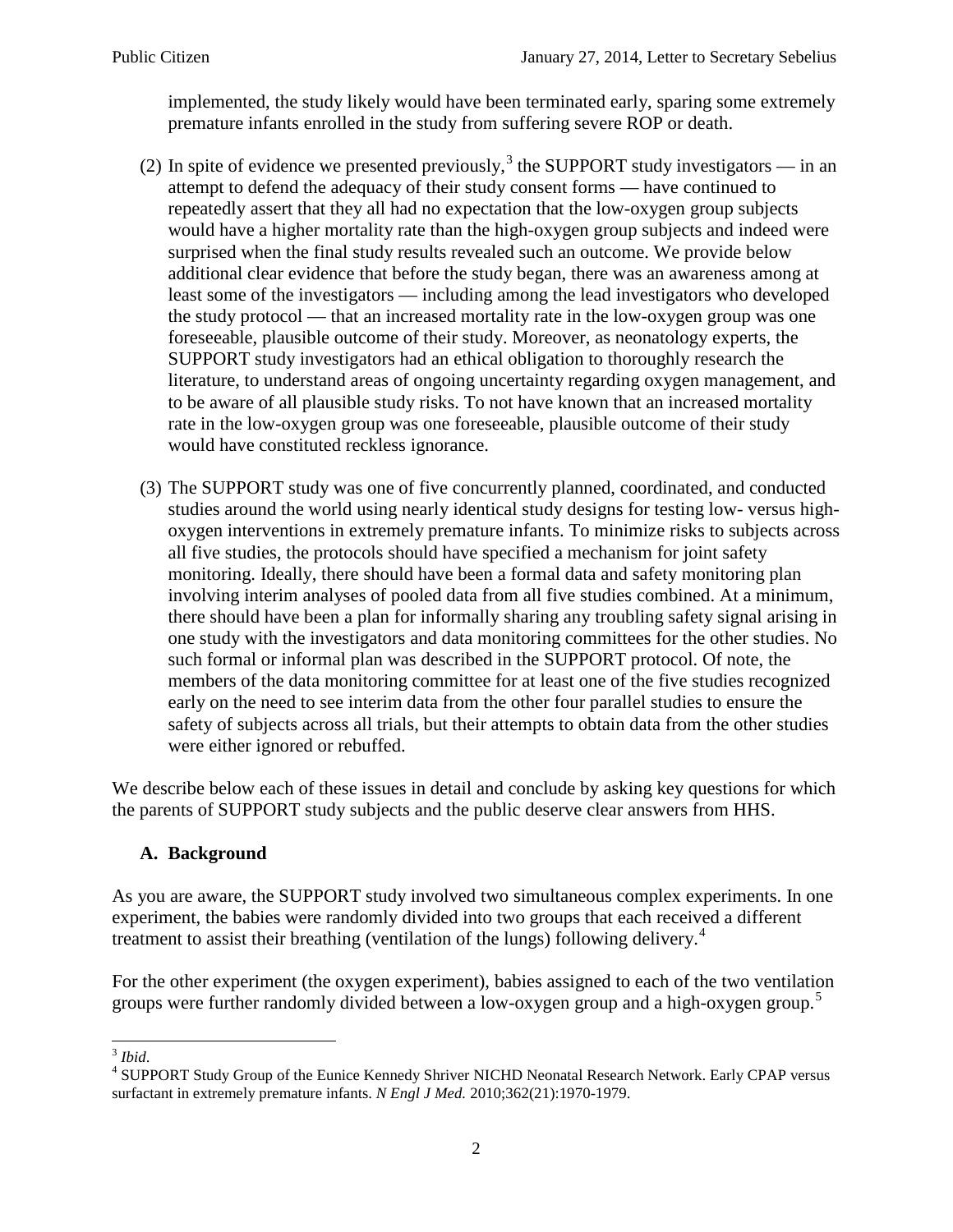implemented, the study likely would have been terminated early, sparing some extremely premature infants enrolled in the study from suffering severe ROP or death.

(2) In spite of evidence we presented previously,[3] the SUPPORT study investigators — in an attempt to defend the adequacy of their study consent forms — have continued to repeatedly assert that they all had no expectation that the low-oxygen group subjects would have a higher mortality rate than the high-oxygen group subjects and indeed were surprised when the final study results revealed such an outcome. We provide below additional clear evidence that before the study began, there was an awareness among at least some of the investigators — including among the lead investigators who developed the study protocol — that an increased mortality rate in the low-oxygen group was one foreseeable, plausible outcome of their study. Moreover, as neonatology experts, the SUPPORT study investigators had an ethical obligation to thoroughly research the literature, to understand areas of ongoing uncertainty regarding oxygen management, and to be aware of all plausible study risks. To not have known that an increased mortality rate in the low-oxygen group was one foreseeable, plausible outcome of their study would have constituted reckless ignorance.

(3) The SUPPORT study was one of five concurrently planned, coordinated, and conducted studies around the world using nearly identical study designs for testing low- versus high-oxygen interventions in extremely premature infants. To minimize risks to subjects across all five studies, the protocols should have specified a mechanism for joint safety monitoring. Ideally, there should have been a formal data and safety monitoring plan involving interim analyses of pooled data from all five studies combined. At a minimum, there should have been a plan for informally sharing any troubling safety signal arising in one study with the investigators and data monitoring committees for the other studies. No such formal or informal plan was described in the SUPPORT protocol. Of note, the members of the data monitoring committee for at least one of the five studies recognized early on the need to see interim data from the other four parallel studies to ensure the safety of subjects across all trials, but their attempts to obtain data from the other studies were either ignored or rebuffed.

We describe below each of these issues in detail and conclude by asking key questions for which the parents of SUPPORT study subjects and the public deserve clear answers from HHS.

## A. Background

As you are aware, the SUPPORT study involved two simultaneous complex experiments. In one experiment, the babies were randomly divided into two groups that each received a different treatment to assist their breathing (ventilation of the lungs) following delivery.[4]

For the other experiment (the oxygen experiment), babies assigned to each of the two ventilation groups were further randomly divided between a low-oxygen group and a high-oxygen group.[5]

---

[3] *Ibid*.

[4] SUPPORT Study Group of the Eunice Kennedy Shriver NICHD Neonatal Research Network. Early CPAP versus surfactant in extremely premature infants. *N Engl J Med.* 2010;362(21):1970-1979.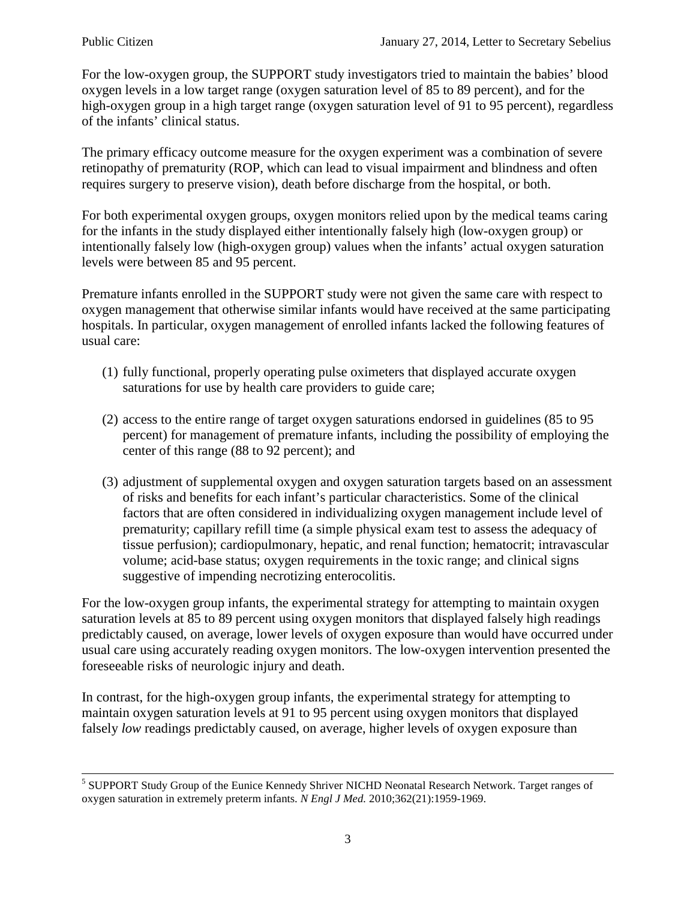For the low-oxygen group, the SUPPORT study investigators tried to maintain the babies' blood oxygen levels in a low target range (oxygen saturation level of 85 to 89 percent), and for the high-oxygen group in a high target range (oxygen saturation level of 91 to 95 percent), regardless of the infants' clinical status.

The primary efficacy outcome measure for the oxygen experiment was a combination of severe retinopathy of prematurity (ROP, which can lead to visual impairment and blindness and often requires surgery to preserve vision), death before discharge from the hospital, or both.

For both experimental oxygen groups, oxygen monitors relied upon by the medical teams caring for the infants in the study displayed either intentionally falsely high (low-oxygen group) or intentionally falsely low (high-oxygen group) values when the infants' actual oxygen saturation levels were between 85 and 95 percent.

Premature infants enrolled in the SUPPORT study were not given the same care with respect to oxygen management that otherwise similar infants would have received at the same participating hospitals. In particular, oxygen management of enrolled infants lacked the following features of usual care:

(1) fully functional, properly operating pulse oximeters that displayed accurate oxygen saturations for use by health care providers to guide care;

(2) access to the entire range of target oxygen saturations endorsed in guidelines (85 to 95 percent) for management of premature infants, including the possibility of employing the center of this range (88 to 92 percent); and

(3) adjustment of supplemental oxygen and oxygen saturation targets based on an assessment of risks and benefits for each infant's particular characteristics. Some of the clinical factors that are often considered in individualizing oxygen management include level of prematurity; capillary refill time (a simple physical exam test to assess the adequacy of tissue perfusion); cardiopulmonary, hepatic, and renal function; hematocrit; intravascular volume; acid-base status; oxygen requirements in the toxic range; and clinical signs suggestive of impending necrotizing enterocolitis.

For the low-oxygen group infants, the experimental strategy for attempting to maintain oxygen saturation levels at 85 to 89 percent using oxygen monitors that displayed falsely high readings predictably caused, on average, lower levels of oxygen exposure than would have occurred under usual care using accurately reading oxygen monitors. The low-oxygen intervention presented the foreseeable risks of neurologic injury and death.

In contrast, for the high-oxygen group infants, the experimental strategy for attempting to maintain oxygen saturation levels at 91 to 95 percent using oxygen monitors that displayed falsely *low* readings predictably caused, on average, higher levels of oxygen exposure than

---

[5] SUPPORT Study Group of the Eunice Kennedy Shriver NICHD Neonatal Research Network. Target ranges of oxygen saturation in extremely preterm infants. *N Engl J Med.* 2010;362(21):1959-1969.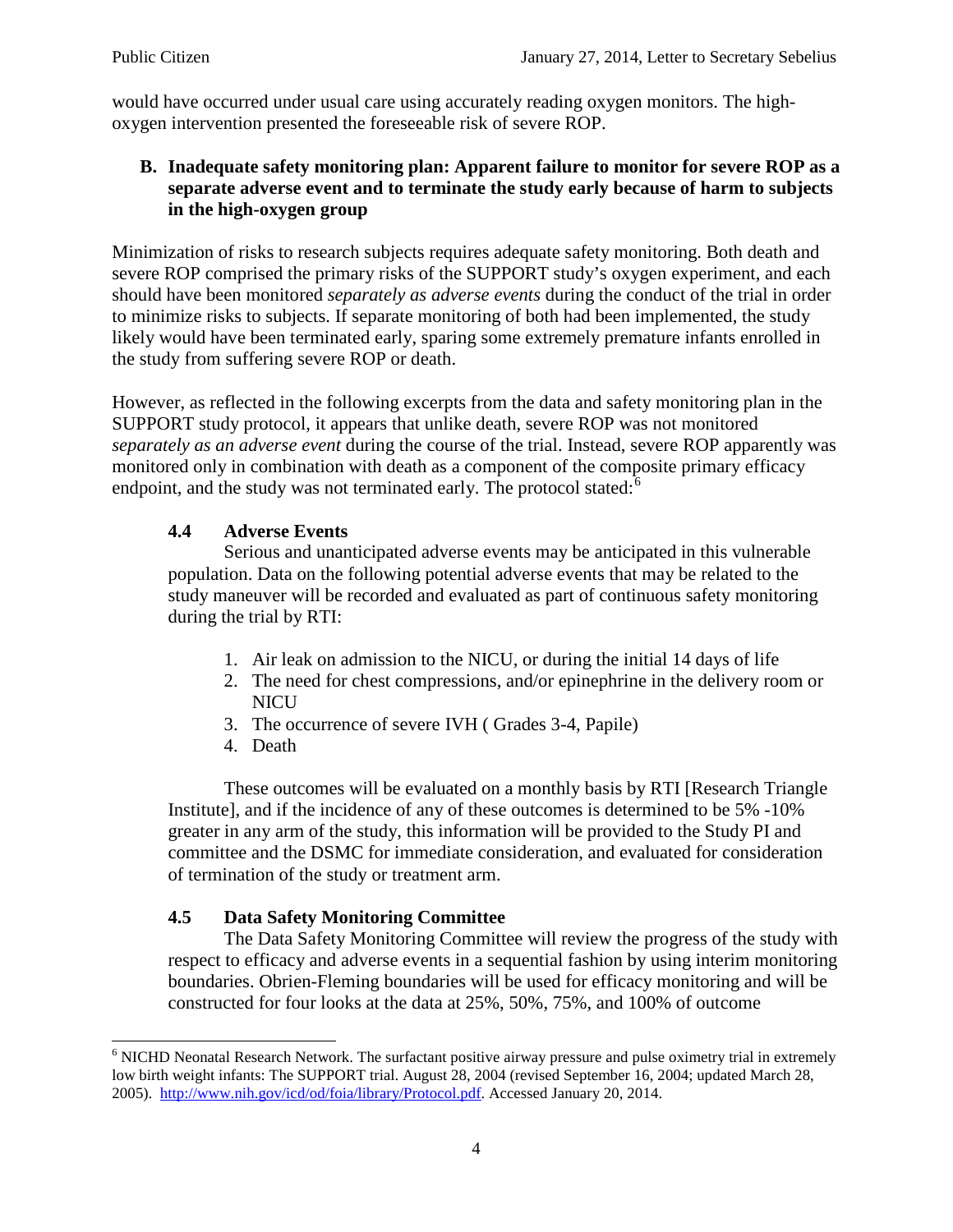would have occurred under usual care using accurately reading oxygen monitors. The high-oxygen intervention presented the foreseeable risk of severe ROP.

### B. Inadequate safety monitoring plan: Apparent failure to monitor for severe ROP as a separate adverse event and to terminate the study early because of harm to subjects in the high-oxygen group

Minimization of risks to research subjects requires adequate safety monitoring. Both death and severe ROP comprised the primary risks of the SUPPORT study's oxygen experiment, and each should have been monitored *separately as adverse events* during the conduct of the trial in order to minimize risks to subjects. If separate monitoring of both had been implemented, the study likely would have been terminated early, sparing some extremely premature infants enrolled in the study from suffering severe ROP or death.

However, as reflected in the following excerpts from the data and safety monitoring plan in the SUPPORT study protocol, it appears that unlike death, severe ROP was not monitored *separately as an adverse event* during the course of the trial. Instead, severe ROP apparently was monitored only in combination with death as a component of the composite primary efficacy endpoint, and the study was not terminated early. The protocol stated:[6]

> **4.4 Adverse Events**
>
> Serious and unanticipated adverse events may be anticipated in this vulnerable population. Data on the following potential adverse events that may be related to the study maneuver will be recorded and evaluated as part of continuous safety monitoring during the trial by RTI:
>
> 1. Air leak on admission to the NICU, or during the initial 14 days of life
> 2. The need for chest compressions, and/or epinephrine in the delivery room or NICU
> 3. The occurrence of severe IVH ( Grades 3-4, Papile)
> 4. Death
>
> These outcomes will be evaluated on a monthly basis by RTI [Research Triangle Institute], and if the incidence of any of these outcomes is determined to be 5% -10% greater in any arm of the study, this information will be provided to the Study PI and committee and the DSMC for immediate consideration, and evaluated for consideration of termination of the study or treatment arm.
>
> **4.5 Data Safety Monitoring Committee**
>
> The Data Safety Monitoring Committee will review the progress of the study with respect to efficacy and adverse events in a sequential fashion by using interim monitoring boundaries. Obrien-Fleming boundaries will be used for efficacy monitoring and will be constructed for four looks at the data at 25%, 50%, 75%, and 100% of outcome

---

[6] NICHD Neonatal Research Network. The surfactant positive airway pressure and pulse oximetry trial in extremely low birth weight infants: The SUPPORT trial. August 28, 2004 (revised September 16, 2004; updated March 28, 2005). http://www.nih.gov/icd/od/foia/library/Protocol.pdf. Accessed January 20, 2014.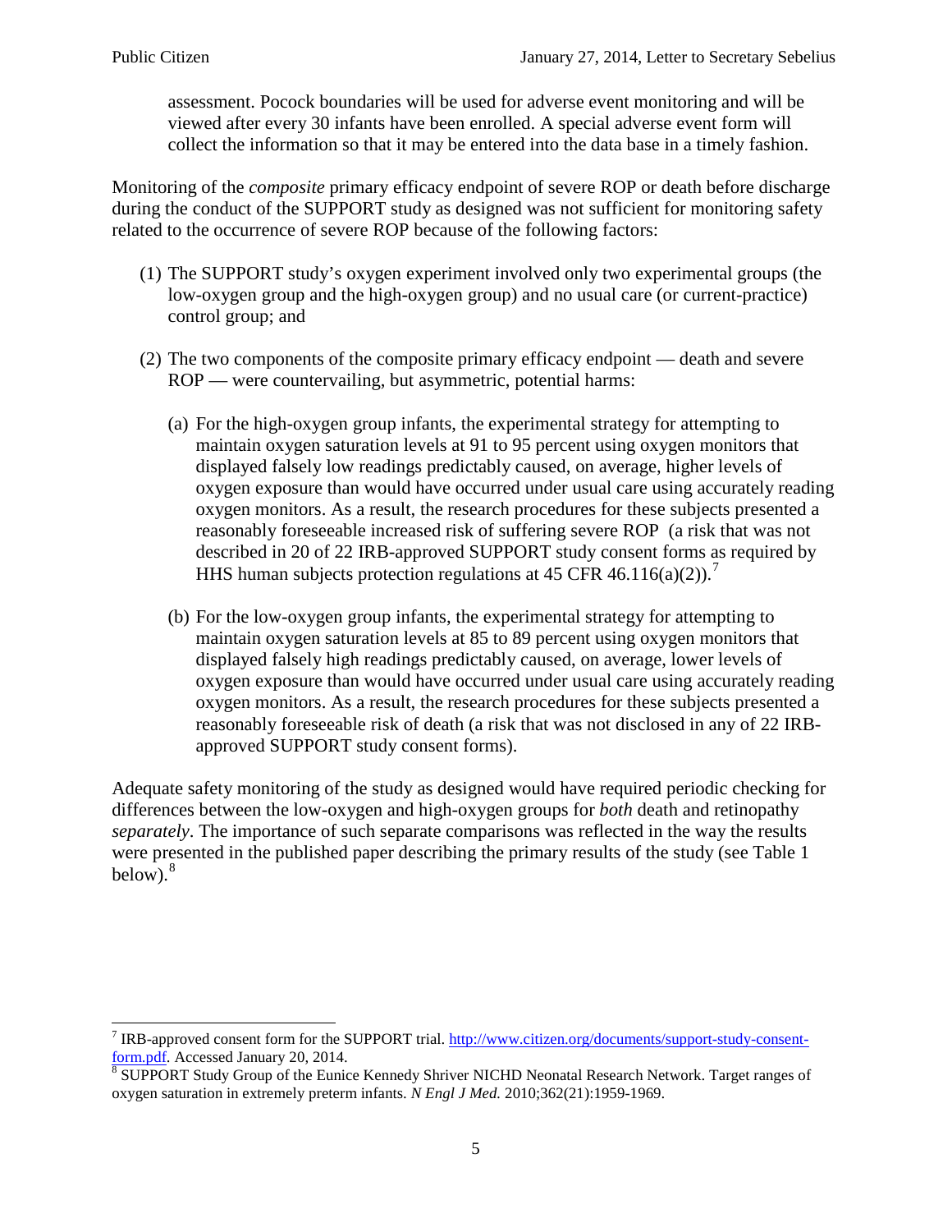assessment. Pocock boundaries will be used for adverse event monitoring and will be viewed after every 30 infants have been enrolled. A special adverse event form will collect the information so that it may be entered into the data base in a timely fashion.

Monitoring of the *composite* primary efficacy endpoint of severe ROP or death before discharge during the conduct of the SUPPORT study as designed was not sufficient for monitoring safety related to the occurrence of severe ROP because of the following factors:

(1) The SUPPORT study's oxygen experiment involved only two experimental groups (the low-oxygen group and the high-oxygen group) and no usual care (or current-practice) control group; and

(2) The two components of the composite primary efficacy endpoint — death and severe ROP — were countervailing, but asymmetric, potential harms:

   (a) For the high-oxygen group infants, the experimental strategy for attempting to maintain oxygen saturation levels at 91 to 95 percent using oxygen monitors that displayed falsely low readings predictably caused, on average, higher levels of oxygen exposure than would have occurred under usual care using accurately reading oxygen monitors. As a result, the research procedures for these subjects presented a reasonably foreseeable increased risk of suffering severe ROP (a risk that was not described in 20 of 22 IRB-approved SUPPORT study consent forms as required by HHS human subjects protection regulations at 45 CFR 46.116(a)(2)).[7]

   (b) For the low-oxygen group infants, the experimental strategy for attempting to maintain oxygen saturation levels at 85 to 89 percent using oxygen monitors that displayed falsely high readings predictably caused, on average, lower levels of oxygen exposure than would have occurred under usual care using accurately reading oxygen monitors. As a result, the research procedures for these subjects presented a reasonably foreseeable risk of death (a risk that was not disclosed in any of 22 IRB-approved SUPPORT study consent forms).

Adequate safety monitoring of the study as designed would have required periodic checking for differences between the low-oxygen and high-oxygen groups for *both* death and retinopathy *separately*. The importance of such separate comparisons was reflected in the way the results were presented in the published paper describing the primary results of the study (see Table 1 below).[8]

---

[7] IRB-approved consent form for the SUPPORT trial. http://www.citizen.org/documents/support-study-consent-form.pdf. Accessed January 20, 2014.

[8] SUPPORT Study Group of the Eunice Kennedy Shriver NICHD Neonatal Research Network. Target ranges of oxygen saturation in extremely preterm infants. *N Engl J Med.* 2010;362(21):1959-1969.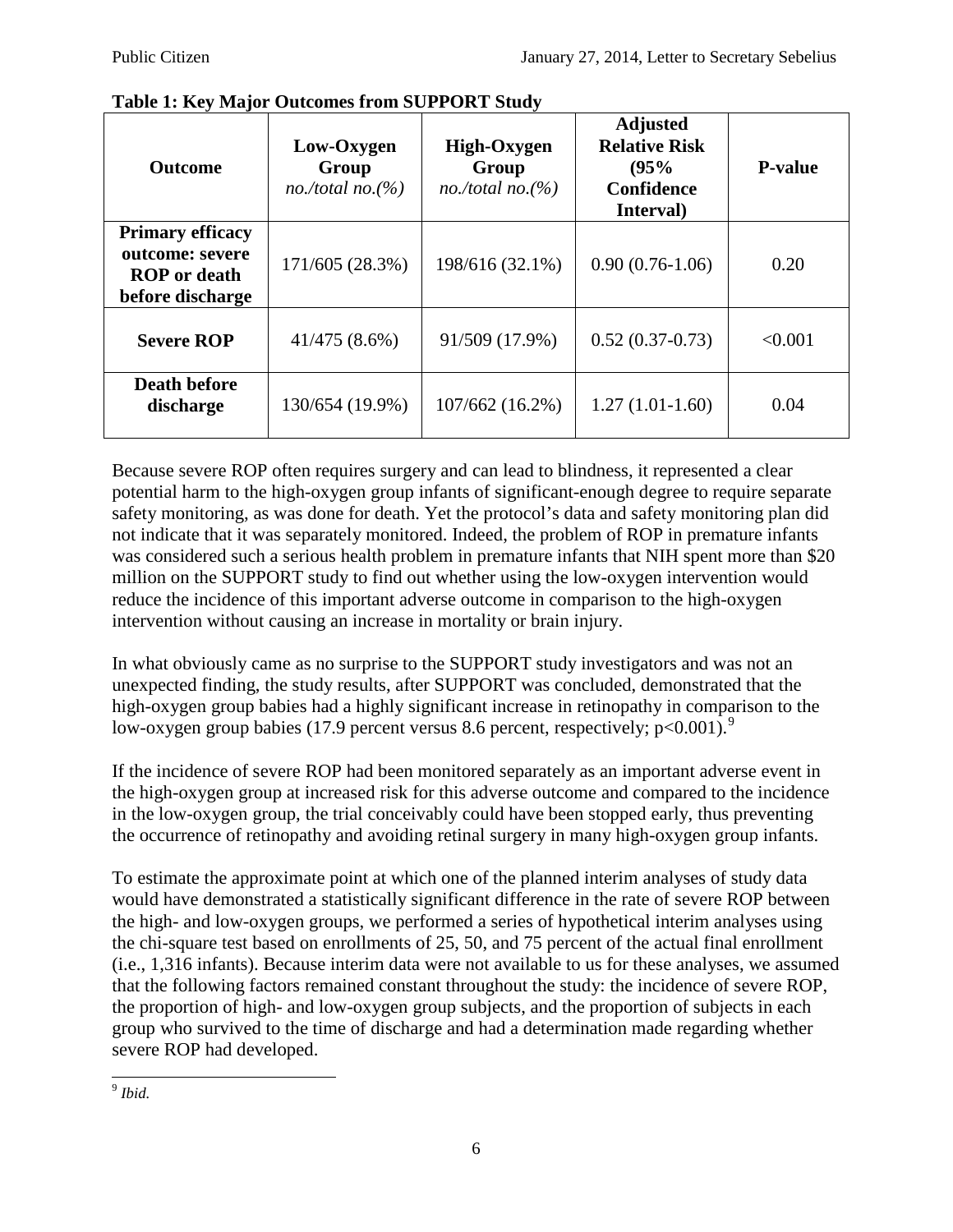**Table 1: Key Major Outcomes from SUPPORT Study**

| Outcome | Low-Oxygen Group *no./total no.(%)* | High-Oxygen Group *no./total no.(%)* | Adjusted Relative Risk (95% Confidence Interval) | P-value |
|---|---|---|---|---|
| **Primary efficacy outcome: severe ROP or death before discharge** | 171/605 (28.3%) | 198/616 (32.1%) | 0.90 (0.76-1.06) | 0.20 |
| **Severe ROP** | 41/475 (8.6%) | 91/509 (17.9%) | 0.52 (0.37-0.73) | <0.001 |
| **Death before discharge** | 130/654 (19.9%) | 107/662 (16.2%) | 1.27 (1.01-1.60) | 0.04 |

Because severe ROP often requires surgery and can lead to blindness, it represented a clear potential harm to the high-oxygen group infants of significant-enough degree to require separate safety monitoring, as was done for death. Yet the protocol's data and safety monitoring plan did not indicate that it was separately monitored. Indeed, the problem of ROP in premature infants was considered such a serious health problem in premature infants that NIH spent more than $20 million on the SUPPORT study to find out whether using the low-oxygen intervention would reduce the incidence of this important adverse outcome in comparison to the high-oxygen intervention without causing an increase in mortality or brain injury.

In what obviously came as no surprise to the SUPPORT study investigators and was not an unexpected finding, the study results, after SUPPORT was concluded, demonstrated that the high-oxygen group babies had a highly significant increase in retinopathy in comparison to the low-oxygen group babies (17.9 percent versus 8.6 percent, respectively; $p<0.001$).[9]

If the incidence of severe ROP had been monitored separately as an important adverse event in the high-oxygen group at increased risk for this adverse outcome and compared to the incidence in the low-oxygen group, the trial conceivably could have been stopped early, thus preventing the occurrence of retinopathy and avoiding retinal surgery in many high-oxygen group infants.

To estimate the approximate point at which one of the planned interim analyses of study data would have demonstrated a statistically significant difference in the rate of severe ROP between the high- and low-oxygen groups, we performed a series of hypothetical interim analyses using the chi-square test based on enrollments of 25, 50, and 75 percent of the actual final enrollment (i.e., 1,316 infants). Because interim data were not available to us for these analyses, we assumed that the following factors remained constant throughout the study: the incidence of severe ROP, the proportion of high- and low-oxygen group subjects, and the proportion of subjects in each group who survived to the time of discharge and had a determination made regarding whether severe ROP had developed.

[9] *Ibid.*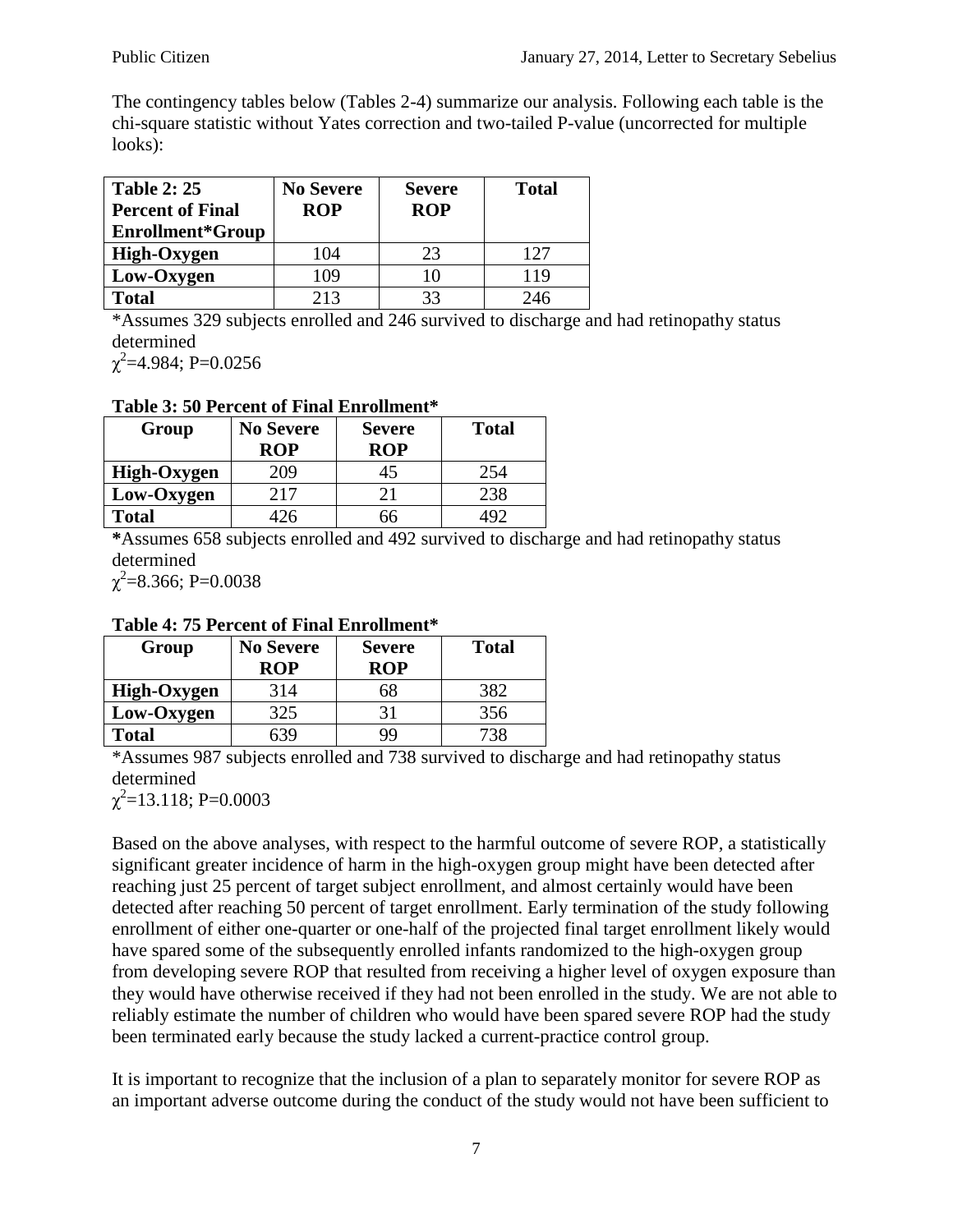The contingency tables below (Tables 2-4) summarize our analysis. Following each table is the chi-square statistic without Yates correction and two-tailed P-value (uncorrected for multiple looks):

| Table 2: 25 Percent of Final Enrollment*Group | No Severe ROP | Severe ROP | Total |
|---|---|---|---|
| **High-Oxygen** | 104 | 23 | 127 |
| **Low-Oxygen** | 109 | 10 | 119 |
| **Total** | 213 | 33 | 246 |

*Assumes 329 subjects enrolled and 246 survived to discharge and had retinopathy status determined

$\chi^2$=4.984; P=0.0256

**Table 3: 50 Percent of Final Enrollment***

| Group | No Severe ROP | Severe ROP | Total |
|---|---|---|---|
| **High-Oxygen** | 209 | 45 | 254 |
| **Low-Oxygen** | 217 | 21 | 238 |
| **Total** | 426 | 66 | 492 |

**\***Assumes 658 subjects enrolled and 492 survived to discharge and had retinopathy status determined

$\chi^2$=8.366; P=0.0038

**Table 4: 75 Percent of Final Enrollment***

| Group | No Severe ROP | Severe ROP | Total |
|---|---|---|---|
| **High-Oxygen** | 314 | 68 | 382 |
| **Low-Oxygen** | 325 | 31 | 356 |
| **Total** | 639 | 99 | 738 |

*Assumes 987 subjects enrolled and 738 survived to discharge and had retinopathy status determined

$\chi^2$=13.118; P=0.0003

Based on the above analyses, with respect to the harmful outcome of severe ROP, a statistically significant greater incidence of harm in the high-oxygen group might have been detected after reaching just 25 percent of target subject enrollment, and almost certainly would have been detected after reaching 50 percent of target enrollment. Early termination of the study following enrollment of either one-quarter or one-half of the projected final target enrollment likely would have spared some of the subsequently enrolled infants randomized to the high-oxygen group from developing severe ROP that resulted from receiving a higher level of oxygen exposure than they would have otherwise received if they had not been enrolled in the study. We are not able to reliably estimate the number of children who would have been spared severe ROP had the study been terminated early because the study lacked a current-practice control group.

It is important to recognize that the inclusion of a plan to separately monitor for severe ROP as an important adverse outcome during the conduct of the study would not have been sufficient to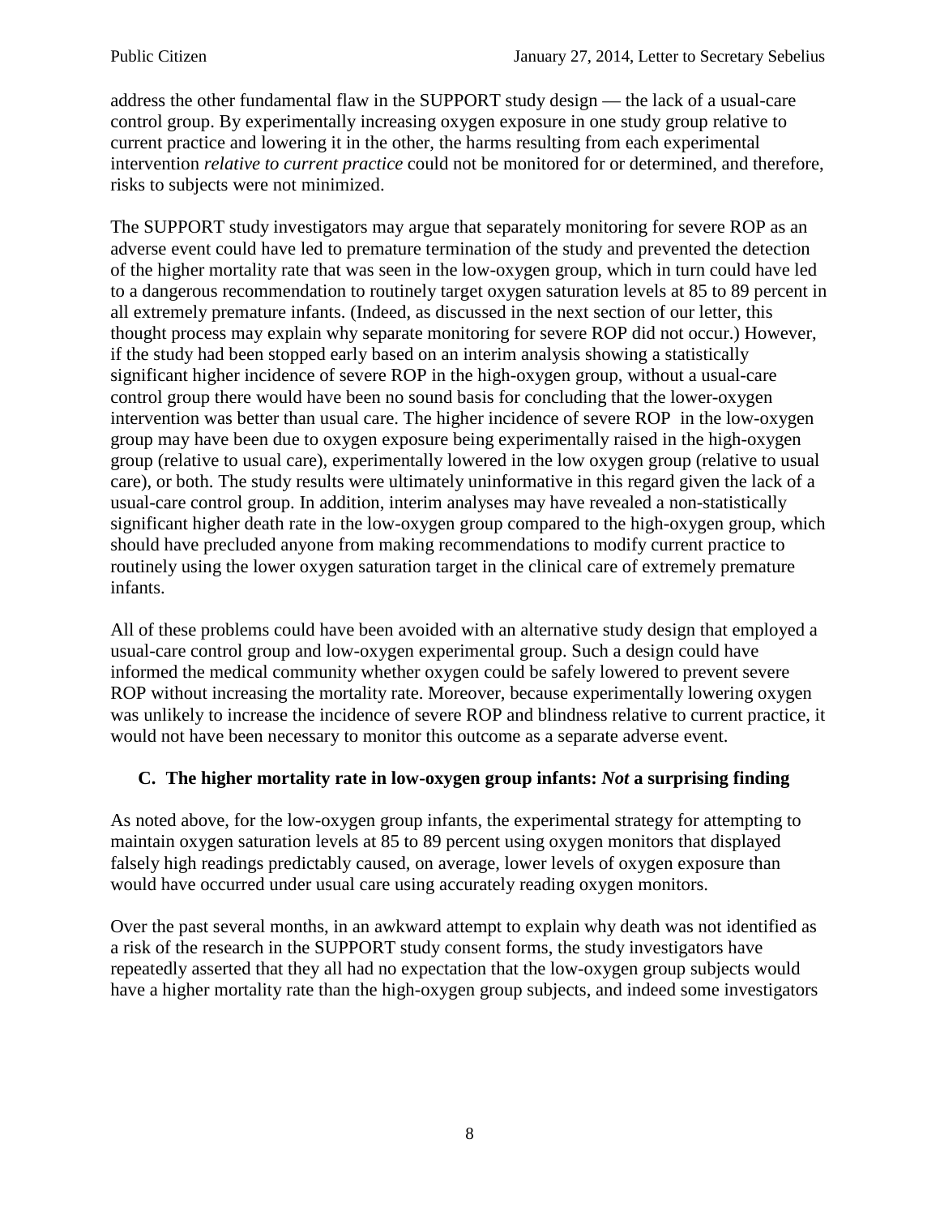address the other fundamental flaw in the SUPPORT study design — the lack of a usual-care control group. By experimentally increasing oxygen exposure in one study group relative to current practice and lowering it in the other, the harms resulting from each experimental intervention *relative to current practice* could not be monitored for or determined, and therefore, risks to subjects were not minimized.

The SUPPORT study investigators may argue that separately monitoring for severe ROP as an adverse event could have led to premature termination of the study and prevented the detection of the higher mortality rate that was seen in the low-oxygen group, which in turn could have led to a dangerous recommendation to routinely target oxygen saturation levels at 85 to 89 percent in all extremely premature infants. (Indeed, as discussed in the next section of our letter, this thought process may explain why separate monitoring for severe ROP did not occur.) However, if the study had been stopped early based on an interim analysis showing a statistically significant higher incidence of severe ROP in the high-oxygen group, without a usual-care control group there would have been no sound basis for concluding that the lower-oxygen intervention was better than usual care. The higher incidence of severe ROP in the low-oxygen group may have been due to oxygen exposure being experimentally raised in the high-oxygen group (relative to usual care), experimentally lowered in the low oxygen group (relative to usual care), or both. The study results were ultimately uninformative in this regard given the lack of a usual-care control group. In addition, interim analyses may have revealed a non-statistically significant higher death rate in the low-oxygen group compared to the high-oxygen group, which should have precluded anyone from making recommendations to modify current practice to routinely using the lower oxygen saturation target in the clinical care of extremely premature infants.

All of these problems could have been avoided with an alternative study design that employed a usual-care control group and low-oxygen experimental group. Such a design could have informed the medical community whether oxygen could be safely lowered to prevent severe ROP without increasing the mortality rate. Moreover, because experimentally lowering oxygen was unlikely to increase the incidence of severe ROP and blindness relative to current practice, it would not have been necessary to monitor this outcome as a separate adverse event.

### C. The higher mortality rate in low-oxygen group infants: *Not* a surprising finding

As noted above, for the low-oxygen group infants, the experimental strategy for attempting to maintain oxygen saturation levels at 85 to 89 percent using oxygen monitors that displayed falsely high readings predictably caused, on average, lower levels of oxygen exposure than would have occurred under usual care using accurately reading oxygen monitors.

Over the past several months, in an awkward attempt to explain why death was not identified as a risk of the research in the SUPPORT study consent forms, the study investigators have repeatedly asserted that they all had no expectation that the low-oxygen group subjects would have a higher mortality rate than the high-oxygen group subjects, and indeed some investigators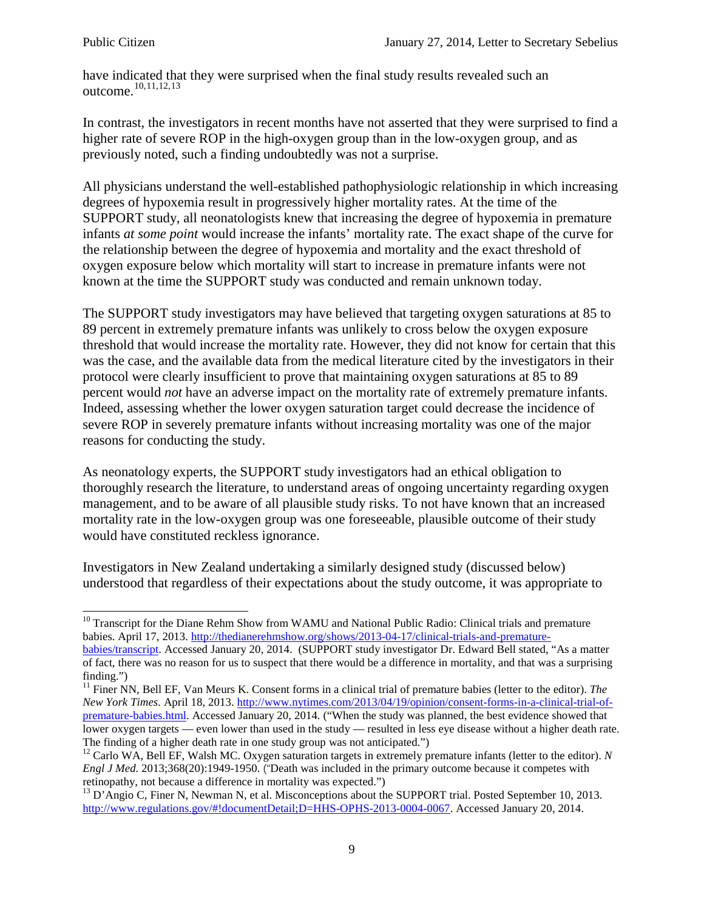have indicated that they were surprised when the final study results revealed such an outcome.[10,11,12,13]

In contrast, the investigators in recent months have not asserted that they were surprised to find a higher rate of severe ROP in the high-oxygen group than in the low-oxygen group, and as previously noted, such a finding undoubtedly was not a surprise.

All physicians understand the well-established pathophysiologic relationship in which increasing degrees of hypoxemia result in progressively higher mortality rates. At the time of the SUPPORT study, all neonatologists knew that increasing the degree of hypoxemia in premature infants *at some point* would increase the infants' mortality rate. The exact shape of the curve for the relationship between the degree of hypoxemia and mortality and the exact threshold of oxygen exposure below which mortality will start to increase in premature infants were not known at the time the SUPPORT study was conducted and remain unknown today.

The SUPPORT study investigators may have believed that targeting oxygen saturations at 85 to 89 percent in extremely premature infants was unlikely to cross below the oxygen exposure threshold that would increase the mortality rate. However, they did not know for certain that this was the case, and the available data from the medical literature cited by the investigators in their protocol were clearly insufficient to prove that maintaining oxygen saturations at 85 to 89 percent would *not* have an adverse impact on the mortality rate of extremely premature infants. Indeed, assessing whether the lower oxygen saturation target could decrease the incidence of severe ROP in severely premature infants without increasing mortality was one of the major reasons for conducting the study.

As neonatology experts, the SUPPORT study investigators had an ethical obligation to thoroughly research the literature, to understand areas of ongoing uncertainty regarding oxygen management, and to be aware of all plausible study risks. To not have known that an increased mortality rate in the low-oxygen group was one foreseeable, plausible outcome of their study would have constituted reckless ignorance.

Investigators in New Zealand undertaking a similarly designed study (discussed below) understood that regardless of their expectations about the study outcome, it was appropriate to

---

[10] Transcript for the Diane Rehm Show from WAMU and National Public Radio: Clinical trials and premature babies. April 17, 2013. http://thedianerehmshow.org/shows/2013-04-17/clinical-trials-and-premature-babies/transcript. Accessed January 20, 2014. (SUPPORT study investigator Dr. Edward Bell stated, "As a matter of fact, there was no reason for us to suspect that there would be a difference in mortality, and that was a surprising finding.")

[11] Finer NN, Bell EF, Van Meurs K. Consent forms in a clinical trial of premature babies (letter to the editor). *The New York Times*. April 18, 2013. http://www.nytimes.com/2013/04/19/opinion/consent-forms-in-a-clinical-trial-of-premature-babies.html. Accessed January 20, 2014. ("When the study was planned, the best evidence showed that lower oxygen targets — even lower than used in the study — resulted in less eye disease without a higher death rate. The finding of a higher death rate in one study group was not anticipated.")

[12] Carlo WA, Bell EF, Walsh MC. Oxygen saturation targets in extremely premature infants (letter to the editor). *N Engl J Med.* 2013;368(20):1949-1950. ("Death was included in the primary outcome because it competes with retinopathy, not because a difference in mortality was expected.")

[13] D'Angio C, Finer N, Newman N, et al. Misconceptions about the SUPPORT trial. Posted September 10, 2013. http://www.regulations.gov/#!documentDetail;D=HHS-OPHS-2013-0004-0067. Accessed January 20, 2014.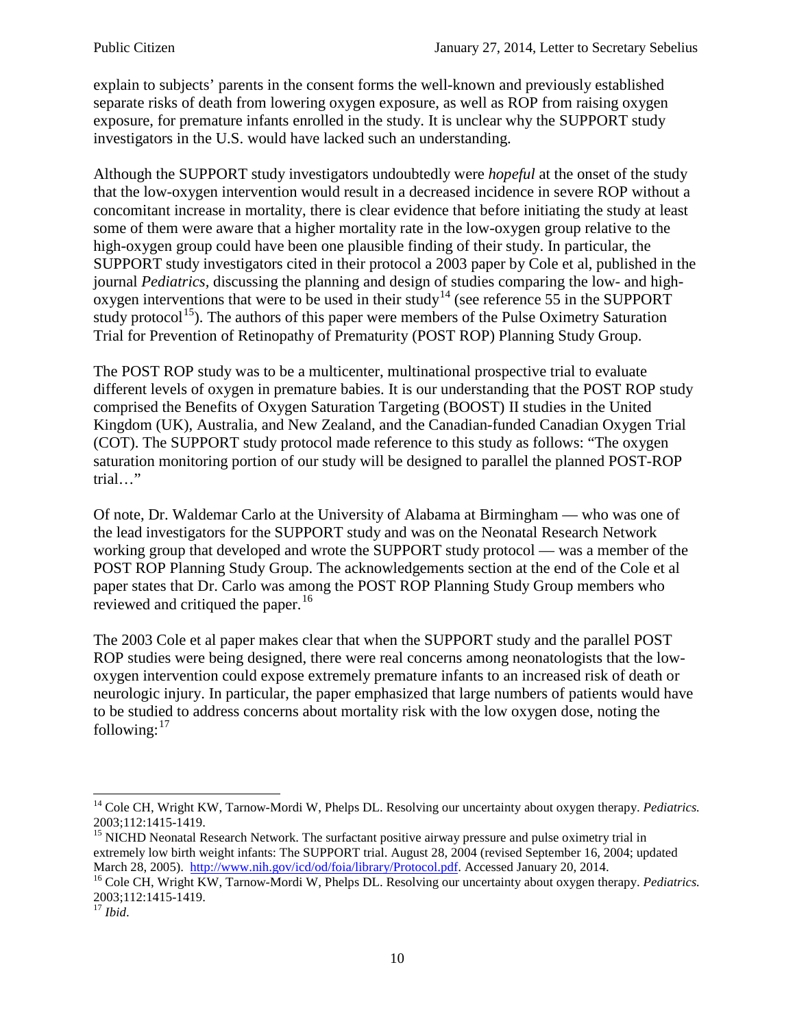explain to subjects' parents in the consent forms the well-known and previously established separate risks of death from lowering oxygen exposure, as well as ROP from raising oxygen exposure, for premature infants enrolled in the study. It is unclear why the SUPPORT study investigators in the U.S. would have lacked such an understanding.

Although the SUPPORT study investigators undoubtedly were *hopeful* at the onset of the study that the low-oxygen intervention would result in a decreased incidence in severe ROP without a concomitant increase in mortality, there is clear evidence that before initiating the study at least some of them were aware that a higher mortality rate in the low-oxygen group relative to the high-oxygen group could have been one plausible finding of their study. In particular, the SUPPORT study investigators cited in their protocol a 2003 paper by Cole et al, published in the journal *Pediatrics*, discussing the planning and design of studies comparing the low- and high-oxygen interventions that were to be used in their study[14] (see reference 55 in the SUPPORT study protocol[15]). The authors of this paper were members of the Pulse Oximetry Saturation Trial for Prevention of Retinopathy of Prematurity (POST ROP) Planning Study Group.

The POST ROP study was to be a multicenter, multinational prospective trial to evaluate different levels of oxygen in premature babies. It is our understanding that the POST ROP study comprised the Benefits of Oxygen Saturation Targeting (BOOST) II studies in the United Kingdom (UK), Australia, and New Zealand, and the Canadian-funded Canadian Oxygen Trial (COT). The SUPPORT study protocol made reference to this study as follows: "The oxygen saturation monitoring portion of our study will be designed to parallel the planned POST-ROP trial…"

Of note, Dr. Waldemar Carlo at the University of Alabama at Birmingham — who was one of the lead investigators for the SUPPORT study and was on the Neonatal Research Network working group that developed and wrote the SUPPORT study protocol — was a member of the POST ROP Planning Study Group. The acknowledgements section at the end of the Cole et al paper states that Dr. Carlo was among the POST ROP Planning Study Group members who reviewed and critiqued the paper.[16]

The 2003 Cole et al paper makes clear that when the SUPPORT study and the parallel POST ROP studies were being designed, there were real concerns among neonatologists that the low-oxygen intervention could expose extremely premature infants to an increased risk of death or neurologic injury. In particular, the paper emphasized that large numbers of patients would have to be studied to address concerns about mortality risk with the low oxygen dose, noting the following:[17]

---

[14] Cole CH, Wright KW, Tarnow-Mordi W, Phelps DL. Resolving our uncertainty about oxygen therapy. *Pediatrics.* 2003;112:1415-1419.

[15] NICHD Neonatal Research Network. The surfactant positive airway pressure and pulse oximetry trial in extremely low birth weight infants: The SUPPORT trial. August 28, 2004 (revised September 16, 2004; updated March 28, 2005). http://www.nih.gov/icd/od/foia/library/Protocol.pdf. Accessed January 20, 2014.

[16] Cole CH, Wright KW, Tarnow-Mordi W, Phelps DL. Resolving our uncertainty about oxygen therapy. *Pediatrics.* 2003;112:1415-1419.

[17] *Ibid.*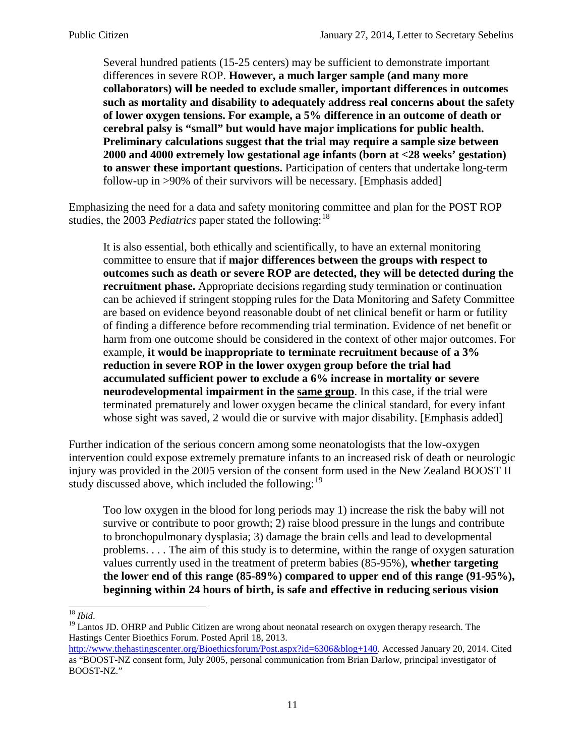> Several hundred patients (15-25 centers) may be sufficient to demonstrate important differences in severe ROP. **However, a much larger sample (and many more collaborators) will be needed to exclude smaller, important differences in outcomes such as mortality and disability to adequately address real concerns about the safety of lower oxygen tensions. For example, a 5% difference in an outcome of death or cerebral palsy is "small" but would have major implications for public health. Preliminary calculations suggest that the trial may require a sample size between 2000 and 4000 extremely low gestational age infants (born at <28 weeks' gestation) to answer these important questions.** Participation of centers that undertake long-term follow-up in >90% of their survivors will be necessary. [Emphasis added]

Emphasizing the need for a data and safety monitoring committee and plan for the POST ROP studies, the 2003 *Pediatrics* paper stated the following:[18]

> It is also essential, both ethically and scientifically, to have an external monitoring committee to ensure that if **major differences between the groups with respect to outcomes such as death or severe ROP are detected, they will be detected during the recruitment phase.** Appropriate decisions regarding study termination or continuation can be achieved if stringent stopping rules for the Data Monitoring and Safety Committee are based on evidence beyond reasonable doubt of net clinical benefit or harm or futility of finding a difference before recommending trial termination. Evidence of net benefit or harm from one outcome should be considered in the context of other major outcomes. For example, **it would be inappropriate to terminate recruitment because of a 3% reduction in severe ROP in the lower oxygen group before the trial had accumulated sufficient power to exclude a 6% increase in mortality or severe neurodevelopmental impairment in the <u>same group</u>**. In this case, if the trial were terminated prematurely and lower oxygen became the clinical standard, for every infant whose sight was saved, 2 would die or survive with major disability. [Emphasis added]

Further indication of the serious concern among some neonatologists that the low-oxygen intervention could expose extremely premature infants to an increased risk of death or neurologic injury was provided in the 2005 version of the consent form used in the New Zealand BOOST II study discussed above, which included the following:[19]

> Too low oxygen in the blood for long periods may 1) increase the risk the baby will not survive or contribute to poor growth; 2) raise blood pressure in the lungs and contribute to bronchopulmonary dysplasia; 3) damage the brain cells and lead to developmental problems. . . . The aim of this study is to determine, within the range of oxygen saturation values currently used in the treatment of preterm babies (85-95%), **whether targeting the lower end of this range (85-89%) compared to upper end of this range (91-95%), beginning within 24 hours of birth, is safe and effective in reducing serious vision**

---

[18] *Ibid*.

[19] Lantos JD. OHRP and Public Citizen are wrong about neonatal research on oxygen therapy research. The Hastings Center Bioethics Forum. Posted April 18, 2013. http://www.thehastingscenter.org/Bioethicsforum/Post.aspx?id=6306&blog+140. Accessed January 20, 2014. Cited as "BOOST-NZ consent form, July 2005, personal communication from Brian Darlow, principal investigator of BOOST-NZ."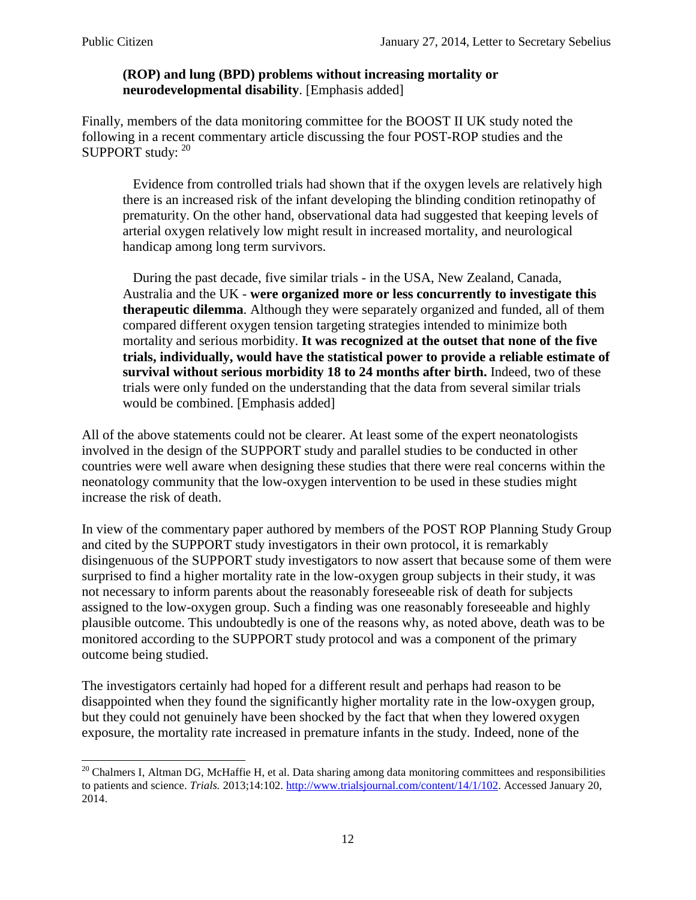> **(ROP) and lung (BPD) problems without increasing mortality or neurodevelopmental disability**. [Emphasis added]

Finally, members of the data monitoring committee for the BOOST II UK study noted the following in a recent commentary article discussing the four POST-ROP studies and the SUPPORT study: [20]

> Evidence from controlled trials had shown that if the oxygen levels are relatively high there is an increased risk of the infant developing the blinding condition retinopathy of prematurity. On the other hand, observational data had suggested that keeping levels of arterial oxygen relatively low might result in increased mortality, and neurological handicap among long term survivors.
>
> During the past decade, five similar trials - in the USA, New Zealand, Canada, Australia and the UK - **were organized more or less concurrently to investigate this therapeutic dilemma**. Although they were separately organized and funded, all of them compared different oxygen tension targeting strategies intended to minimize both mortality and serious morbidity. **It was recognized at the outset that none of the five trials, individually, would have the statistical power to provide a reliable estimate of survival without serious morbidity 18 to 24 months after birth.** Indeed, two of these trials were only funded on the understanding that the data from several similar trials would be combined. [Emphasis added]

All of the above statements could not be clearer. At least some of the expert neonatologists involved in the design of the SUPPORT study and parallel studies to be conducted in other countries were well aware when designing these studies that there were real concerns within the neonatology community that the low-oxygen intervention to be used in these studies might increase the risk of death.

In view of the commentary paper authored by members of the POST ROP Planning Study Group and cited by the SUPPORT study investigators in their own protocol, it is remarkably disingenuous of the SUPPORT study investigators to now assert that because some of them were surprised to find a higher mortality rate in the low-oxygen group subjects in their study, it was not necessary to inform parents about the reasonably foreseeable risk of death for subjects assigned to the low-oxygen group. Such a finding was one reasonably foreseeable and highly plausible outcome. This undoubtedly is one of the reasons why, as noted above, death was to be monitored according to the SUPPORT study protocol and was a component of the primary outcome being studied.

The investigators certainly had hoped for a different result and perhaps had reason to be disappointed when they found the significantly higher mortality rate in the low-oxygen group, but they could not genuinely have been shocked by the fact that when they lowered oxygen exposure, the mortality rate increased in premature infants in the study. Indeed, none of the

---

[20] Chalmers I, Altman DG, McHaffie H, et al. Data sharing among data monitoring committees and responsibilities to patients and science. *Trials.* 2013;14:102. http://www.trialsjournal.com/content/14/1/102. Accessed January 20, 2014.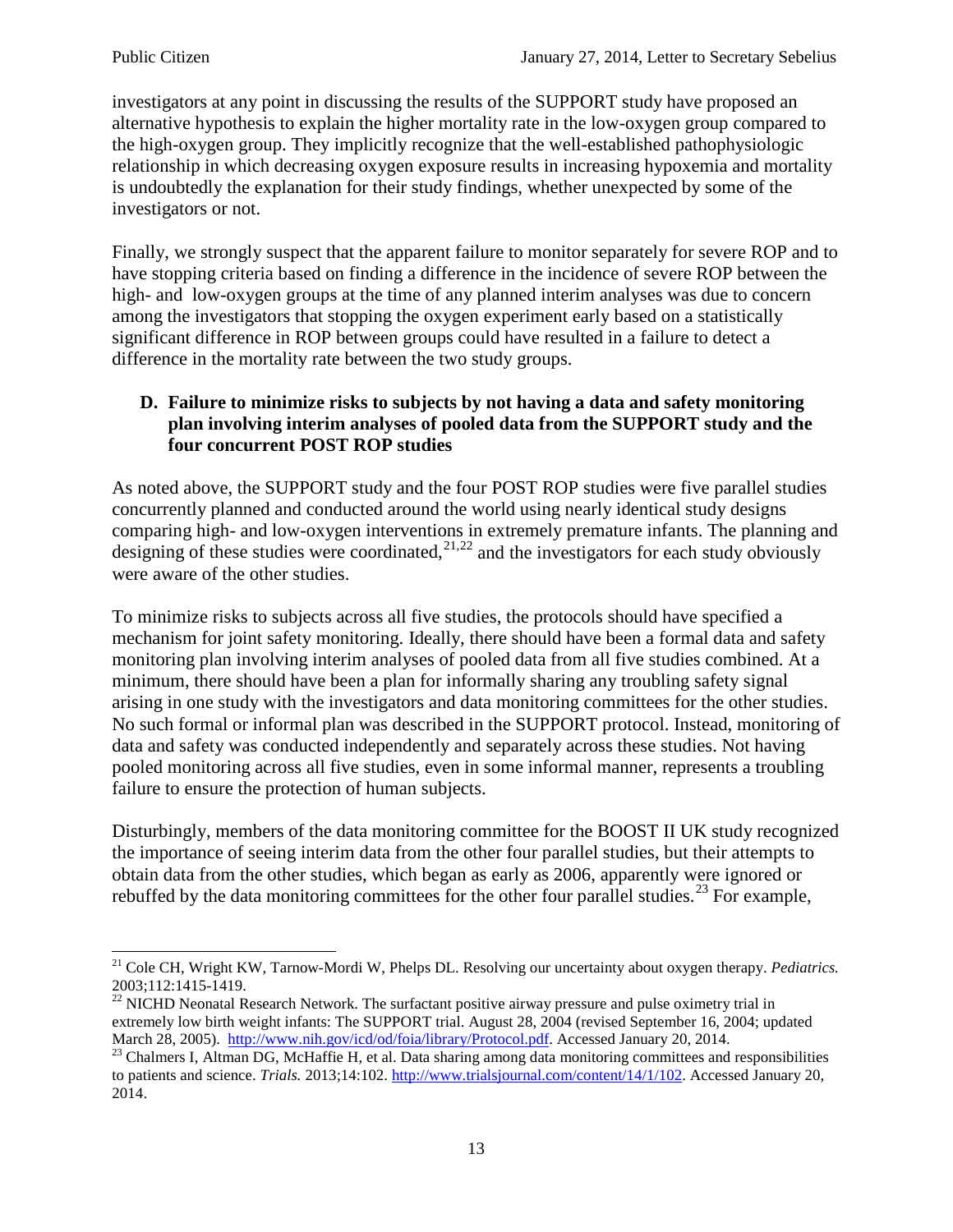investigators at any point in discussing the results of the SUPPORT study have proposed an alternative hypothesis to explain the higher mortality rate in the low-oxygen group compared to the high-oxygen group. They implicitly recognize that the well-established pathophysiologic relationship in which decreasing oxygen exposure results in increasing hypoxemia and mortality is undoubtedly the explanation for their study findings, whether unexpected by some of the investigators or not.

Finally, we strongly suspect that the apparent failure to monitor separately for severe ROP and to have stopping criteria based on finding a difference in the incidence of severe ROP between the high- and low-oxygen groups at the time of any planned interim analyses was due to concern among the investigators that stopping the oxygen experiment early based on a statistically significant difference in ROP between groups could have resulted in a failure to detect a difference in the mortality rate between the two study groups.

### D. Failure to minimize risks to subjects by not having a data and safety monitoring plan involving interim analyses of pooled data from the SUPPORT study and the four concurrent POST ROP studies

As noted above, the SUPPORT study and the four POST ROP studies were five parallel studies concurrently planned and conducted around the world using nearly identical study designs comparing high- and low-oxygen interventions in extremely premature infants. The planning and designing of these studies were coordinated,[21,22] and the investigators for each study obviously were aware of the other studies.

To minimize risks to subjects across all five studies, the protocols should have specified a mechanism for joint safety monitoring. Ideally, there should have been a formal data and safety monitoring plan involving interim analyses of pooled data from all five studies combined. At a minimum, there should have been a plan for informally sharing any troubling safety signal arising in one study with the investigators and data monitoring committees for the other studies. No such formal or informal plan was described in the SUPPORT protocol. Instead, monitoring of data and safety was conducted independently and separately across these studies. Not having pooled monitoring across all five studies, even in some informal manner, represents a troubling failure to ensure the protection of human subjects.

Disturbingly, members of the data monitoring committee for the BOOST II UK study recognized the importance of seeing interim data from the other four parallel studies, but their attempts to obtain data from the other studies, which began as early as 2006, apparently were ignored or rebuffed by the data monitoring committees for the other four parallel studies.[23] For example,

---

[21] Cole CH, Wright KW, Tarnow-Mordi W, Phelps DL. Resolving our uncertainty about oxygen therapy. *Pediatrics.* 2003;112:1415-1419.

[22] NICHD Neonatal Research Network. The surfactant positive airway pressure and pulse oximetry trial in extremely low birth weight infants: The SUPPORT trial. August 28, 2004 (revised September 16, 2004; updated March 28, 2005). http://www.nih.gov/icd/od/foia/library/Protocol.pdf. Accessed January 20, 2014.

[23] Chalmers I, Altman DG, McHaffie H, et al. Data sharing among data monitoring committees and responsibilities to patients and science. *Trials.* 2013;14:102. http://www.trialsjournal.com/content/14/1/102. Accessed January 20, 2014.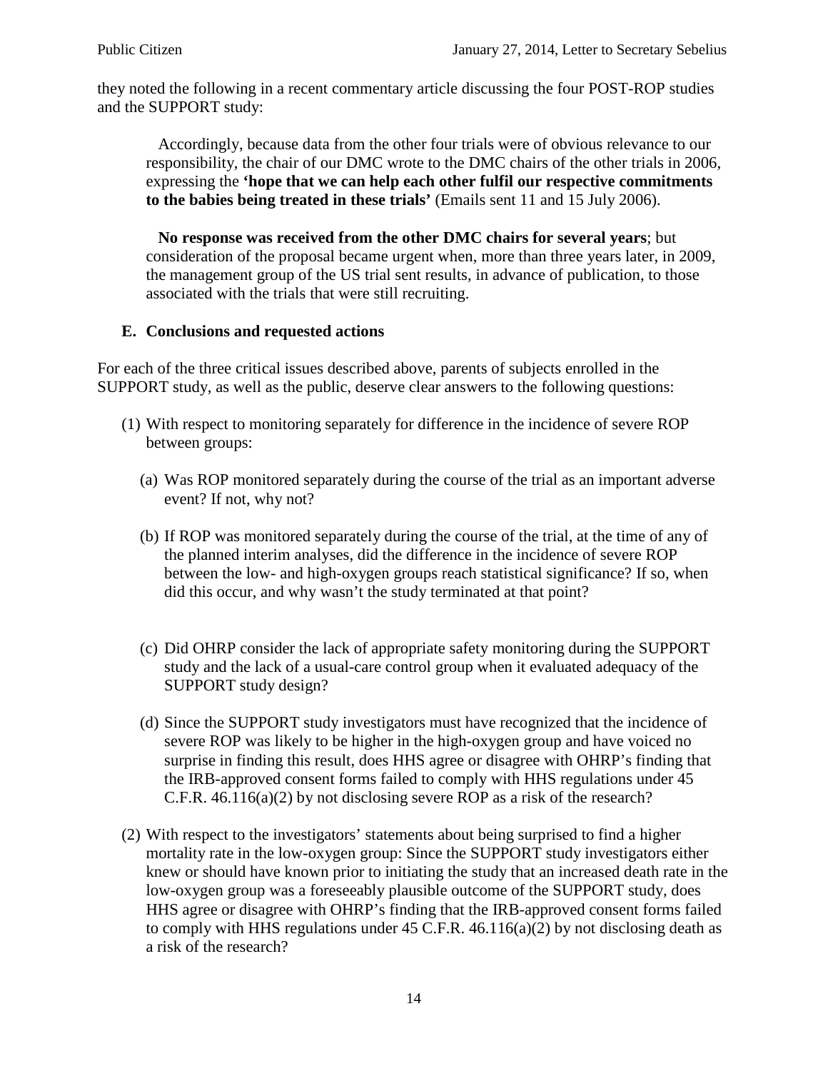they noted the following in a recent commentary article discussing the four POST-ROP studies and the SUPPORT study:

> Accordingly, because data from the other four trials were of obvious relevance to our responsibility, the chair of our DMC wrote to the DMC chairs of the other trials in 2006, expressing the **'hope that we can help each other fulfil our respective commitments to the babies being treated in these trials'** (Emails sent 11 and 15 July 2006).
>
> **No response was received from the other DMC chairs for several years**; but consideration of the proposal became urgent when, more than three years later, in 2009, the management group of the US trial sent results, in advance of publication, to those associated with the trials that were still recruiting.

### E. Conclusions and requested actions

For each of the three critical issues described above, parents of subjects enrolled in the SUPPORT study, as well as the public, deserve clear answers to the following questions:

(1) With respect to monitoring separately for difference in the incidence of severe ROP between groups:

   (a) Was ROP monitored separately during the course of the trial as an important adverse event? If not, why not?

   (b) If ROP was monitored separately during the course of the trial, at the time of any of the planned interim analyses, did the difference in the incidence of severe ROP between the low- and high-oxygen groups reach statistical significance? If so, when did this occur, and why wasn't the study terminated at that point?

   (c) Did OHRP consider the lack of appropriate safety monitoring during the SUPPORT study and the lack of a usual-care control group when it evaluated adequacy of the SUPPORT study design?

   (d) Since the SUPPORT study investigators must have recognized that the incidence of severe ROP was likely to be higher in the high-oxygen group and have voiced no surprise in finding this result, does HHS agree or disagree with OHRP's finding that the IRB-approved consent forms failed to comply with HHS regulations under 45 C.F.R. 46.116(a)(2) by not disclosing severe ROP as a risk of the research?

(2) With respect to the investigators' statements about being surprised to find a higher mortality rate in the low-oxygen group: Since the SUPPORT study investigators either knew or should have known prior to initiating the study that an increased death rate in the low-oxygen group was a foreseeably plausible outcome of the SUPPORT study, does HHS agree or disagree with OHRP's finding that the IRB-approved consent forms failed to comply with HHS regulations under 45 C.F.R. 46.116(a)(2) by not disclosing death as a risk of the research?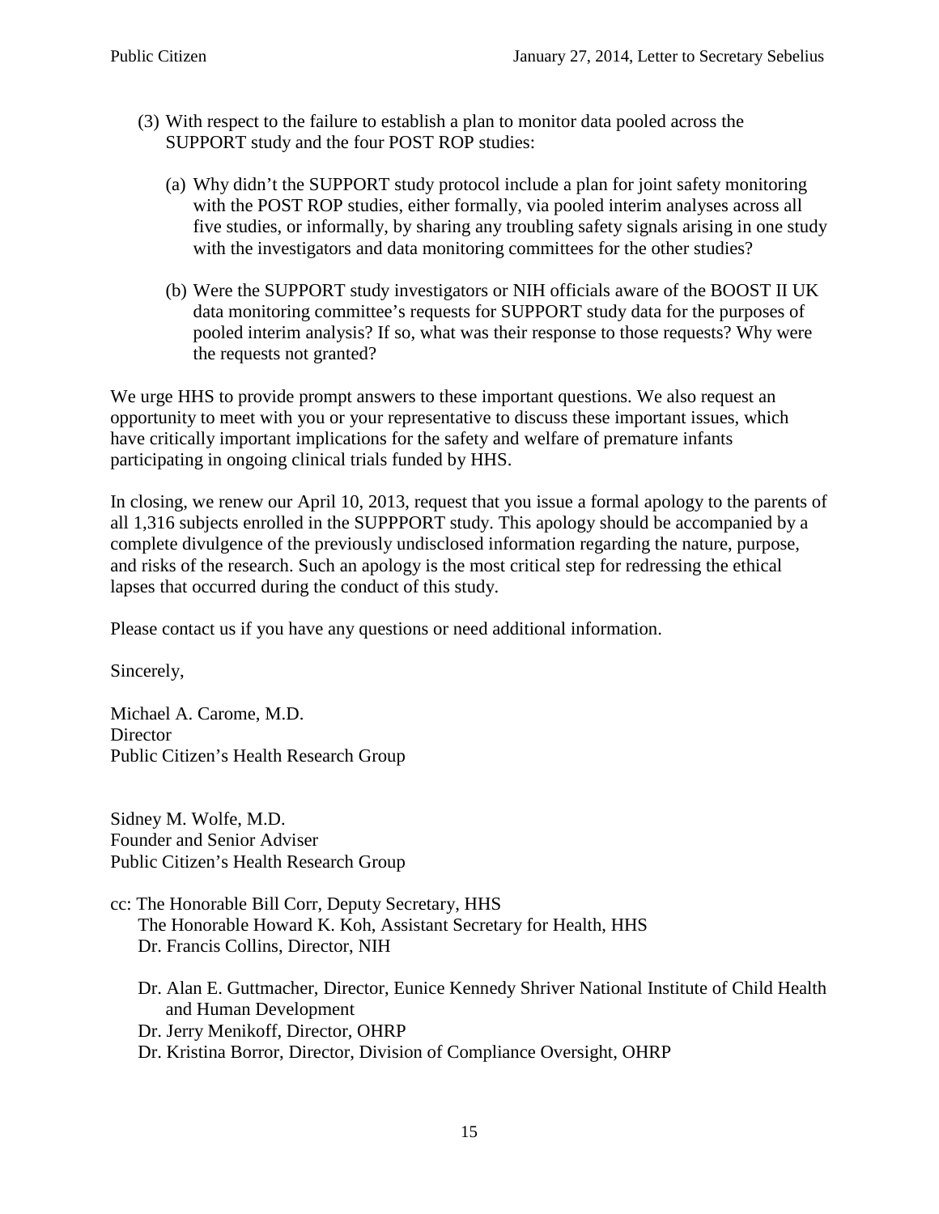(3) With respect to the failure to establish a plan to monitor data pooled across the SUPPORT study and the four POST ROP studies:

   (a) Why didn't the SUPPORT study protocol include a plan for joint safety monitoring with the POST ROP studies, either formally, via pooled interim analyses across all five studies, or informally, by sharing any troubling safety signals arising in one study with the investigators and data monitoring committees for the other studies?

   (b) Were the SUPPORT study investigators or NIH officials aware of the BOOST II UK data monitoring committee's requests for SUPPORT study data for the purposes of pooled interim analysis? If so, what was their response to those requests? Why were the requests not granted?

We urge HHS to provide prompt answers to these important questions. We also request an opportunity to meet with you or your representative to discuss these important issues, which have critically important implications for the safety and welfare of premature infants participating in ongoing clinical trials funded by HHS.

In closing, we renew our April 10, 2013, request that you issue a formal apology to the parents of all 1,316 subjects enrolled in the SUPPPORT study. This apology should be accompanied by a complete divulgence of the previously undisclosed information regarding the nature, purpose, and risks of the research. Such an apology is the most critical step for redressing the ethical lapses that occurred during the conduct of this study.

Please contact us if you have any questions or need additional information.

Sincerely,

Michael A. Carome, M.D.
Director
Public Citizen's Health Research Group

Sidney M. Wolfe, M.D.
Founder and Senior Adviser
Public Citizen's Health Research Group

cc: The Honorable Bill Corr, Deputy Secretary, HHS
The Honorable Howard K. Koh, Assistant Secretary for Health, HHS
Dr. Francis Collins, Director, NIH

Dr. Alan E. Guttmacher, Director, Eunice Kennedy Shriver National Institute of Child Health and Human Development
Dr. Jerry Menikoff, Director, OHRP
Dr. Kristina Borror, Director, Division of Compliance Oversight, OHRP